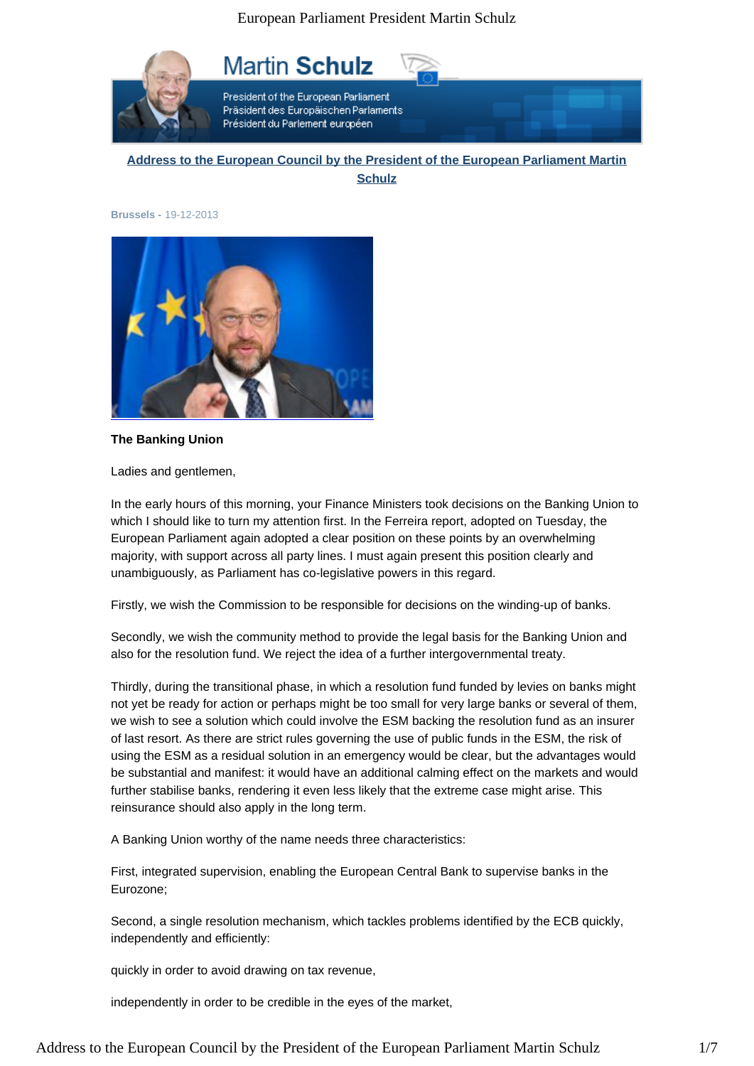## Address to the European Council by the President of the European Parliament Martin Schulz

**Brussels -** 19-12-2013

**The Banking Union**

Ladies and gentlemen,

In the early hours of this morning, your Finance Ministers took decisions on the Banking Union to which I should like to turn my attention first. In the Ferreira report, adopted on Tuesday, the European Parliament again adopted a clear position on these points by an overwhelming majority, with support across all party lines. I must again present this position clearly and unambiguously, as Parliament has co-legislative powers in this regard.

Firstly, we wish the Commission to be responsible for decisions on the winding-up of banks.

Secondly, we wish the community method to provide the legal basis for the Banking Union and also for the resolution fund. We reject the idea of a further intergovernmental treaty.

Thirdly, during the transitional phase, in which a resolution fund funded by levies on banks might not yet be ready for action or perhaps might be too small for very large banks or several of them, we wish to see a solution which could involve the ESM backing the resolution fund as an insurer of last resort. As there are strict rules governing the use of public funds in the ESM, the risk of using the ESM as a residual solution in an emergency would be clear, but the advantages would be substantial and manifest: it would have an additional calming effect on the markets and would further stabilise banks, rendering it even less likely that the extreme case might arise. This reinsurance should also apply in the long term.

A Banking Union worthy of the name needs three characteristics:

First, integrated supervision, enabling the European Central Bank to supervise banks in the Eurozone;

Second, a single resolution mechanism, which tackles problems identified by the ECB quickly, independently and efficiently:

quickly in order to avoid drawing on tax revenue,

independently in order to be credible in the eyes of the market,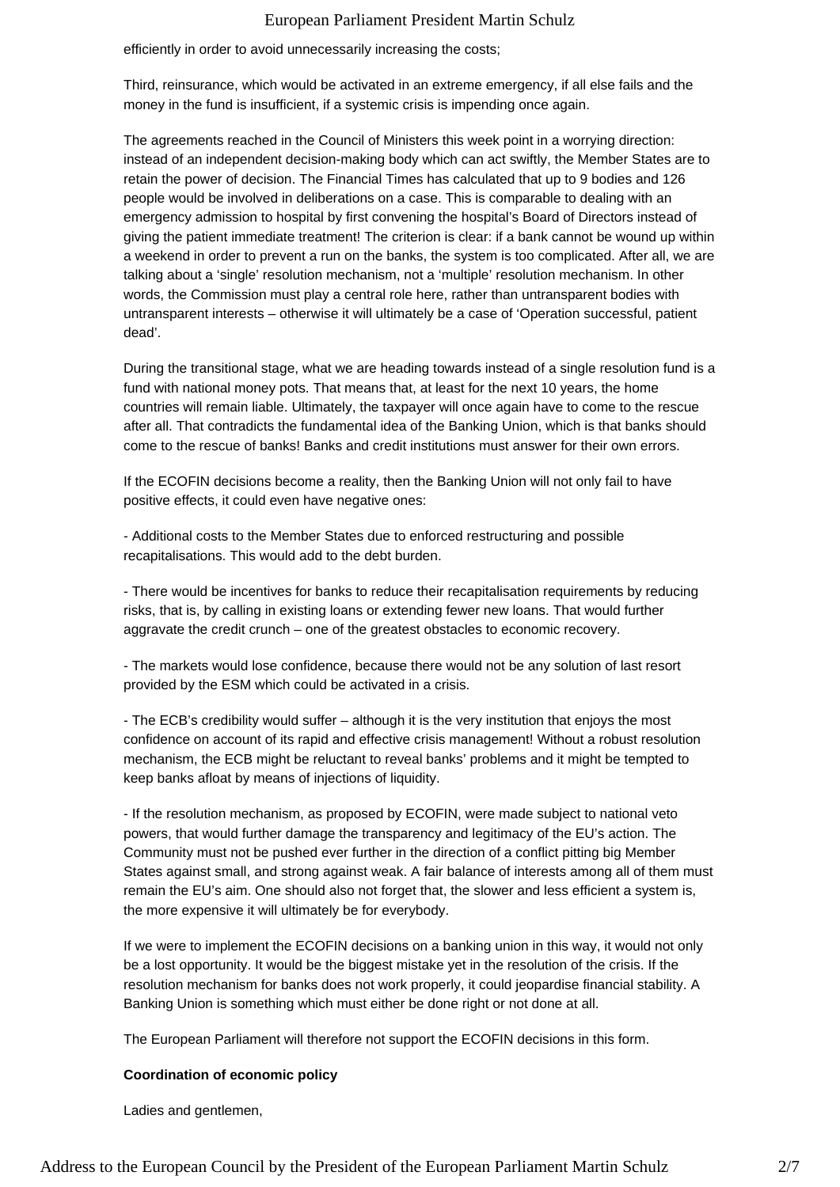efficiently in order to avoid unnecessarily increasing the costs;

Third, reinsurance, which would be activated in an extreme emergency, if all else fails and the money in the fund is insufficient, if a systemic crisis is impending once again.

The agreements reached in the Council of Ministers this week point in a worrying direction: instead of an independent decision-making body which can act swiftly, the Member States are to retain the power of decision. The Financial Times has calculated that up to 9 bodies and 126 people would be involved in deliberations on a case. This is comparable to dealing with an emergency admission to hospital by first convening the hospital's Board of Directors instead of giving the patient immediate treatment! The criterion is clear: if a bank cannot be wound up within a weekend in order to prevent a run on the banks, the system is too complicated. After all, we are talking about a 'single' resolution mechanism, not a 'multiple' resolution mechanism. In other words, the Commission must play a central role here, rather than untransparent bodies with untransparent interests – otherwise it will ultimately be a case of 'Operation successful, patient dead'.

During the transitional stage, what we are heading towards instead of a single resolution fund is a fund with national money pots. That means that, at least for the next 10 years, the home countries will remain liable. Ultimately, the taxpayer will once again have to come to the rescue after all. That contradicts the fundamental idea of the Banking Union, which is that banks should come to the rescue of banks! Banks and credit institutions must answer for their own errors.

If the ECOFIN decisions become a reality, then the Banking Union will not only fail to have positive effects, it could even have negative ones:

- Additional costs to the Member States due to enforced restructuring and possible recapitalisations. This would add to the debt burden.

- There would be incentives for banks to reduce their recapitalisation requirements by reducing risks, that is, by calling in existing loans or extending fewer new loans. That would further aggravate the credit crunch – one of the greatest obstacles to economic recovery.

- The markets would lose confidence, because there would not be any solution of last resort provided by the ESM which could be activated in a crisis.

- The ECB's credibility would suffer – although it is the very institution that enjoys the most confidence on account of its rapid and effective crisis management! Without a robust resolution mechanism, the ECB might be reluctant to reveal banks' problems and it might be tempted to keep banks afloat by means of injections of liquidity.

- If the resolution mechanism, as proposed by ECOFIN, were made subject to national veto powers, that would further damage the transparency and legitimacy of the EU's action. The Community must not be pushed ever further in the direction of a conflict pitting big Member States against small, and strong against weak. A fair balance of interests among all of them must remain the EU's aim. One should also not forget that, the slower and less efficient a system is, the more expensive it will ultimately be for everybody.

If we were to implement the ECOFIN decisions on a banking union in this way, it would not only be a lost opportunity. It would be the biggest mistake yet in the resolution of the crisis. If the resolution mechanism for banks does not work properly, it could jeopardise financial stability. A Banking Union is something which must either be done right or not done at all.

The European Parliament will therefore not support the ECOFIN decisions in this form.

**Coordination of economic policy**

Ladies and gentlemen,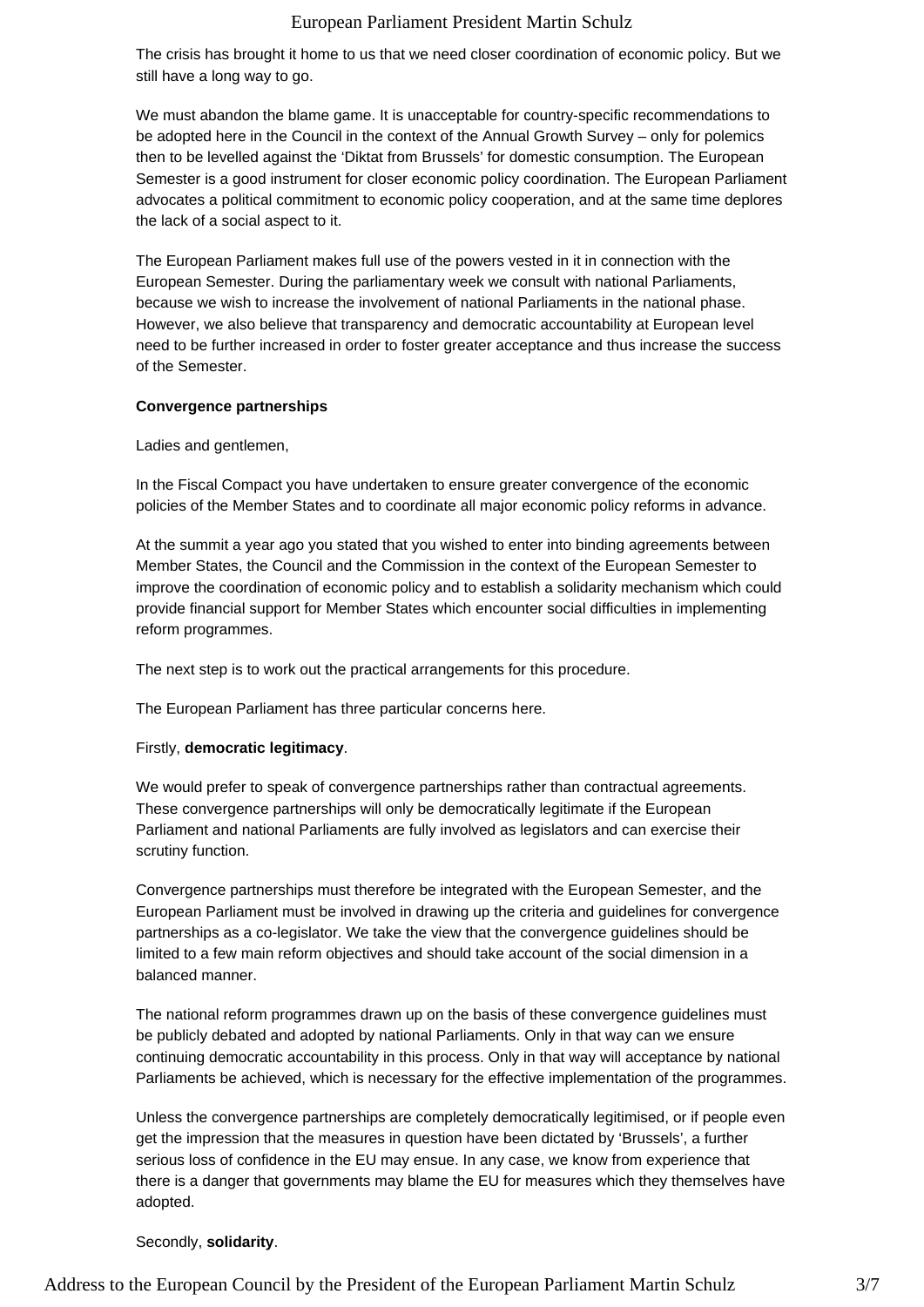The crisis has brought it home to us that we need closer coordination of economic policy. But we still have a long way to go.

We must abandon the blame game. It is unacceptable for country-specific recommendations to be adopted here in the Council in the context of the Annual Growth Survey – only for polemics then to be levelled against the 'Diktat from Brussels' for domestic consumption. The European Semester is a good instrument for closer economic policy coordination. The European Parliament advocates a political commitment to economic policy cooperation, and at the same time deplores the lack of a social aspect to it.

The European Parliament makes full use of the powers vested in it in connection with the European Semester. During the parliamentary week we consult with national Parliaments, because we wish to increase the involvement of national Parliaments in the national phase. However, we also believe that transparency and democratic accountability at European level need to be further increased in order to foster greater acceptance and thus increase the success of the Semester.

**Convergence partnerships**

Ladies and gentlemen,

In the Fiscal Compact you have undertaken to ensure greater convergence of the economic policies of the Member States and to coordinate all major economic policy reforms in advance.

At the summit a year ago you stated that you wished to enter into binding agreements between Member States, the Council and the Commission in the context of the European Semester to improve the coordination of economic policy and to establish a solidarity mechanism which could provide financial support for Member States which encounter social difficulties in implementing reform programmes.

The next step is to work out the practical arrangements for this procedure.

The European Parliament has three particular concerns here.

Firstly, **democratic legitimacy**.

We would prefer to speak of convergence partnerships rather than contractual agreements. These convergence partnerships will only be democratically legitimate if the European Parliament and national Parliaments are fully involved as legislators and can exercise their scrutiny function.

Convergence partnerships must therefore be integrated with the European Semester, and the European Parliament must be involved in drawing up the criteria and guidelines for convergence partnerships as a co-legislator. We take the view that the convergence guidelines should be limited to a few main reform objectives and should take account of the social dimension in a balanced manner.

The national reform programmes drawn up on the basis of these convergence guidelines must be publicly debated and adopted by national Parliaments. Only in that way can we ensure continuing democratic accountability in this process. Only in that way will acceptance by national Parliaments be achieved, which is necessary for the effective implementation of the programmes.

Unless the convergence partnerships are completely democratically legitimised, or if people even get the impression that the measures in question have been dictated by 'Brussels', a further serious loss of confidence in the EU may ensue. In any case, we know from experience that there is a danger that governments may blame the EU for measures which they themselves have adopted.

Secondly, **solidarity**.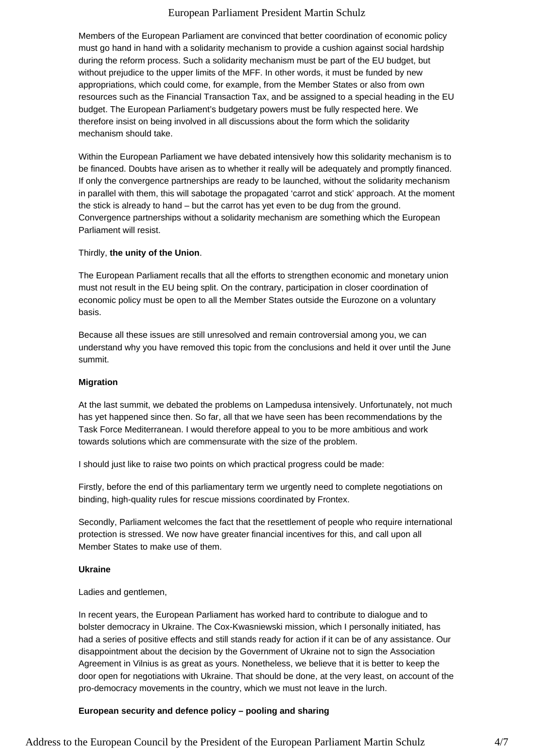Members of the European Parliament are convinced that better coordination of economic policy must go hand in hand with a solidarity mechanism to provide a cushion against social hardship during the reform process. Such a solidarity mechanism must be part of the EU budget, but without prejudice to the upper limits of the MFF. In other words, it must be funded by new appropriations, which could come, for example, from the Member States or also from own resources such as the Financial Transaction Tax, and be assigned to a special heading in the EU budget. The European Parliament's budgetary powers must be fully respected here. We therefore insist on being involved in all discussions about the form which the solidarity mechanism should take.

Within the European Parliament we have debated intensively how this solidarity mechanism is to be financed. Doubts have arisen as to whether it really will be adequately and promptly financed. If only the convergence partnerships are ready to be launched, without the solidarity mechanism in parallel with them, this will sabotage the propagated 'carrot and stick' approach. At the moment the stick is already to hand – but the carrot has yet even to be dug from the ground. Convergence partnerships without a solidarity mechanism are something which the European Parliament will resist.

Thirdly, **the unity of the Union**.

The European Parliament recalls that all the efforts to strengthen economic and monetary union must not result in the EU being split. On the contrary, participation in closer coordination of economic policy must be open to all the Member States outside the Eurozone on a voluntary basis.

Because all these issues are still unresolved and remain controversial among you, we can understand why you have removed this topic from the conclusions and held it over until the June summit.

**Migration**

At the last summit, we debated the problems on Lampedusa intensively. Unfortunately, not much has yet happened since then. So far, all that we have seen has been recommendations by the Task Force Mediterranean. I would therefore appeal to you to be more ambitious and work towards solutions which are commensurate with the size of the problem.

I should just like to raise two points on which practical progress could be made:

Firstly, before the end of this parliamentary term we urgently need to complete negotiations on binding, high-quality rules for rescue missions coordinated by Frontex.

Secondly, Parliament welcomes the fact that the resettlement of people who require international protection is stressed. We now have greater financial incentives for this, and call upon all Member States to make use of them.

**Ukraine**

Ladies and gentlemen,

In recent years, the European Parliament has worked hard to contribute to dialogue and to bolster democracy in Ukraine. The Cox-Kwasniewski mission, which I personally initiated, has had a series of positive effects and still stands ready for action if it can be of any assistance. Our disappointment about the decision by the Government of Ukraine not to sign the Association Agreement in Vilnius is as great as yours. Nonetheless, we believe that it is better to keep the door open for negotiations with Ukraine. That should be done, at the very least, on account of the pro-democracy movements in the country, which we must not leave in the lurch.

**European security and defence policy – pooling and sharing**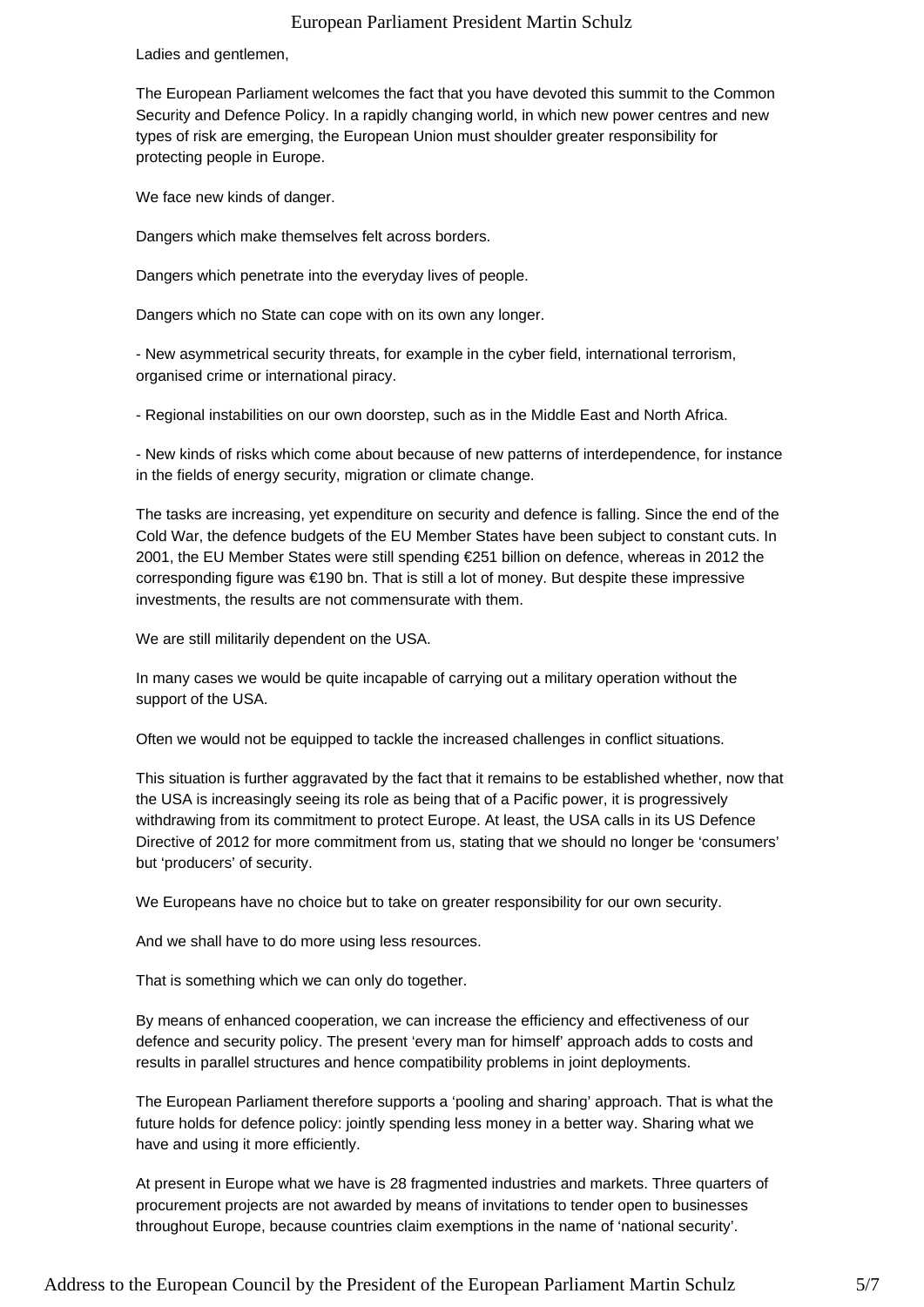Ladies and gentlemen,

The European Parliament welcomes the fact that you have devoted this summit to the Common Security and Defence Policy. In a rapidly changing world, in which new power centres and new types of risk are emerging, the European Union must shoulder greater responsibility for protecting people in Europe.

We face new kinds of danger.

Dangers which make themselves felt across borders.

Dangers which penetrate into the everyday lives of people.

Dangers which no State can cope with on its own any longer.

- New asymmetrical security threats, for example in the cyber field, international terrorism, organised crime or international piracy.

- Regional instabilities on our own doorstep, such as in the Middle East and North Africa.

- New kinds of risks which come about because of new patterns of interdependence, for instance in the fields of energy security, migration or climate change.

The tasks are increasing, yet expenditure on security and defence is falling. Since the end of the Cold War, the defence budgets of the EU Member States have been subject to constant cuts. In 2001, the EU Member States were still spending €251 billion on defence, whereas in 2012 the corresponding figure was €190 bn. That is still a lot of money. But despite these impressive investments, the results are not commensurate with them.

We are still militarily dependent on the USA.

In many cases we would be quite incapable of carrying out a military operation without the support of the USA.

Often we would not be equipped to tackle the increased challenges in conflict situations.

This situation is further aggravated by the fact that it remains to be established whether, now that the USA is increasingly seeing its role as being that of a Pacific power, it is progressively withdrawing from its commitment to protect Europe. At least, the USA calls in its US Defence Directive of 2012 for more commitment from us, stating that we should no longer be 'consumers' but 'producers' of security.

We Europeans have no choice but to take on greater responsibility for our own security.

And we shall have to do more using less resources.

That is something which we can only do together.

By means of enhanced cooperation, we can increase the efficiency and effectiveness of our defence and security policy. The present 'every man for himself' approach adds to costs and results in parallel structures and hence compatibility problems in joint deployments.

The European Parliament therefore supports a 'pooling and sharing' approach. That is what the future holds for defence policy: jointly spending less money in a better way. Sharing what we have and using it more efficiently.

At present in Europe what we have is 28 fragmented industries and markets. Three quarters of procurement projects are not awarded by means of invitations to tender open to businesses throughout Europe, because countries claim exemptions in the name of 'national security'.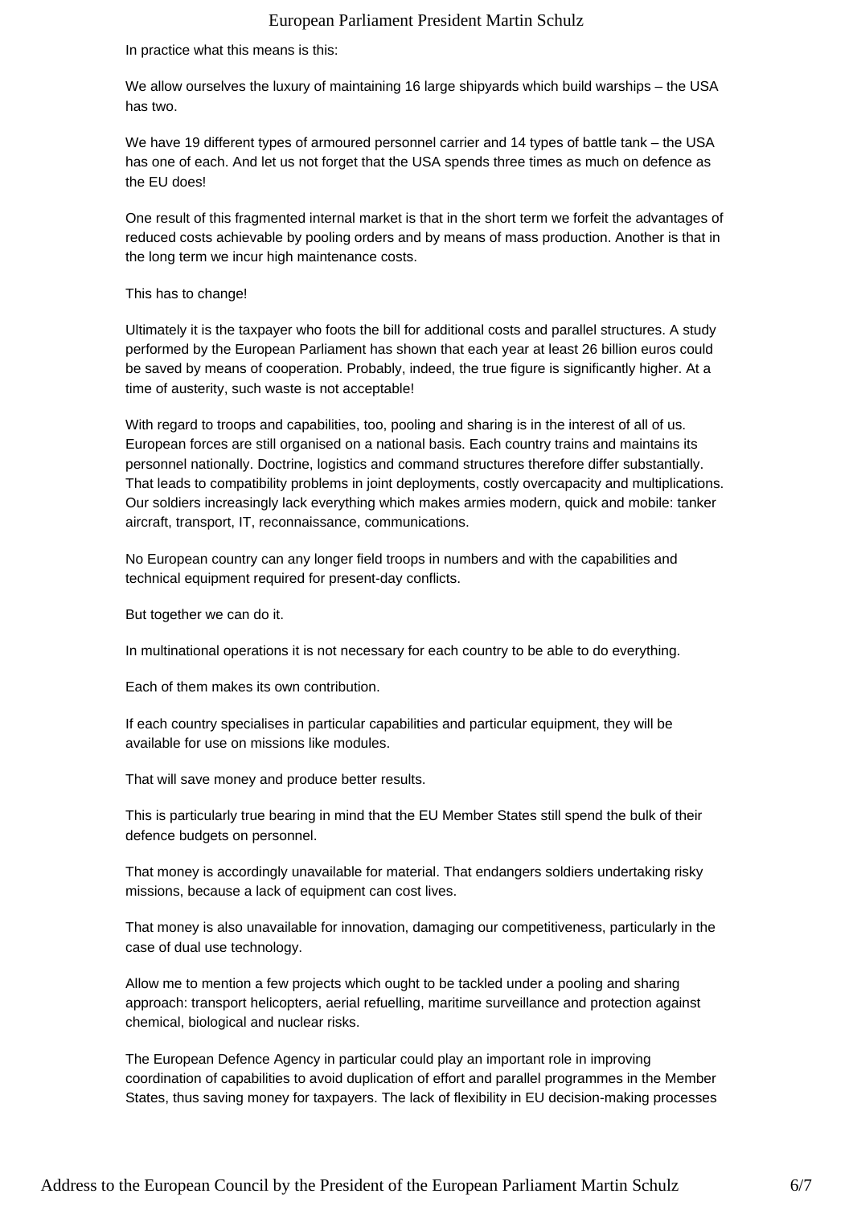In practice what this means is this:

We allow ourselves the luxury of maintaining 16 large shipyards which build warships – the USA has two.

We have 19 different types of armoured personnel carrier and 14 types of battle tank – the USA has one of each. And let us not forget that the USA spends three times as much on defence as the EU does!

One result of this fragmented internal market is that in the short term we forfeit the advantages of reduced costs achievable by pooling orders and by means of mass production. Another is that in the long term we incur high maintenance costs.

This has to change!

Ultimately it is the taxpayer who foots the bill for additional costs and parallel structures. A study performed by the European Parliament has shown that each year at least 26 billion euros could be saved by means of cooperation. Probably, indeed, the true figure is significantly higher. At a time of austerity, such waste is not acceptable!

With regard to troops and capabilities, too, pooling and sharing is in the interest of all of us. European forces are still organised on a national basis. Each country trains and maintains its personnel nationally. Doctrine, logistics and command structures therefore differ substantially. That leads to compatibility problems in joint deployments, costly overcapacity and multiplications. Our soldiers increasingly lack everything which makes armies modern, quick and mobile: tanker aircraft, transport, IT, reconnaissance, communications.

No European country can any longer field troops in numbers and with the capabilities and technical equipment required for present-day conflicts.

But together we can do it.

In multinational operations it is not necessary for each country to be able to do everything.

Each of them makes its own contribution.

If each country specialises in particular capabilities and particular equipment, they will be available for use on missions like modules.

That will save money and produce better results.

This is particularly true bearing in mind that the EU Member States still spend the bulk of their defence budgets on personnel.

That money is accordingly unavailable for material. That endangers soldiers undertaking risky missions, because a lack of equipment can cost lives.

That money is also unavailable for innovation, damaging our competitiveness, particularly in the case of dual use technology.

Allow me to mention a few projects which ought to be tackled under a pooling and sharing approach: transport helicopters, aerial refuelling, maritime surveillance and protection against chemical, biological and nuclear risks.

The European Defence Agency in particular could play an important role in improving coordination of capabilities to avoid duplication of effort and parallel programmes in the Member States, thus saving money for taxpayers. The lack of flexibility in EU decision-making processes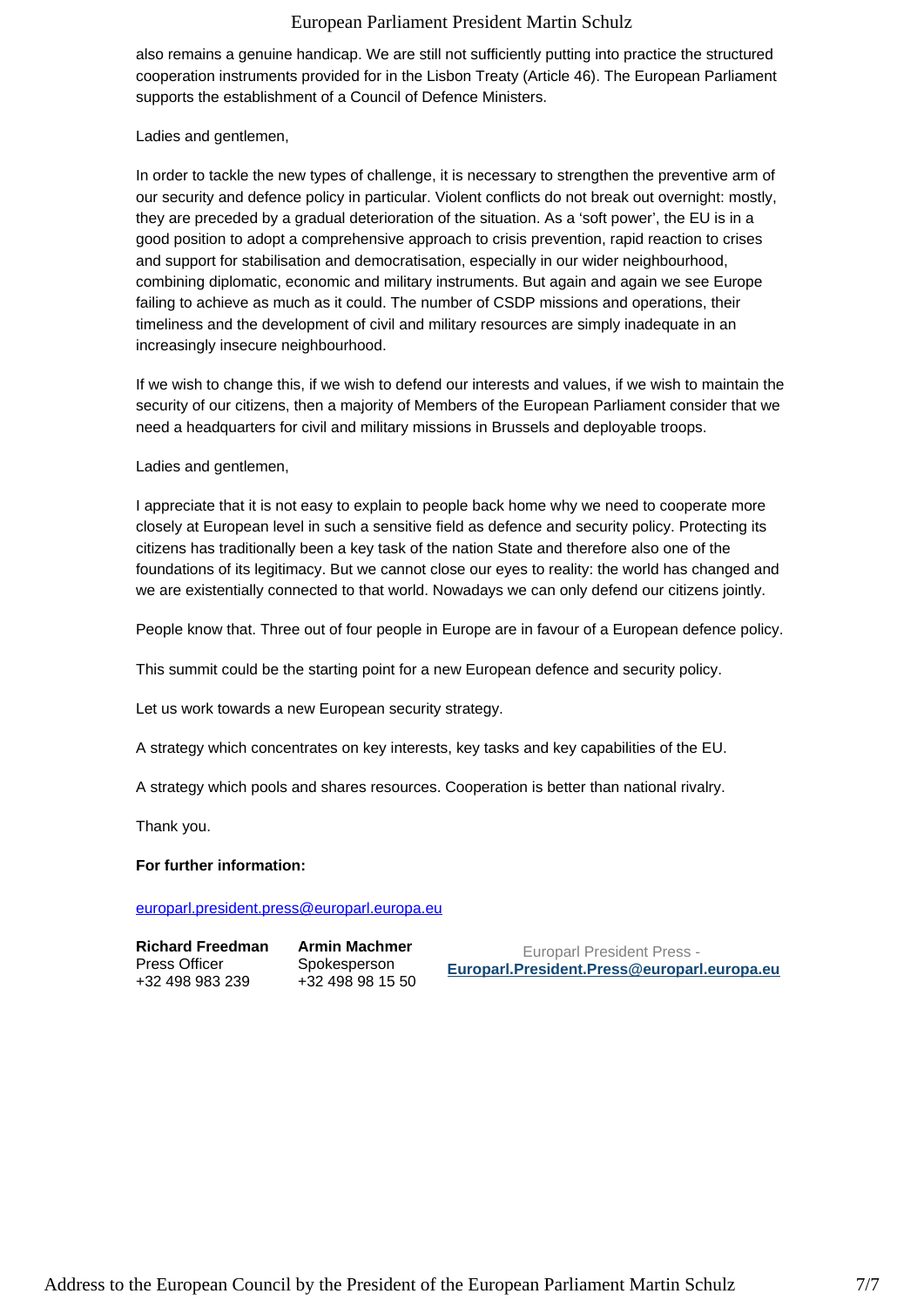also remains a genuine handicap. We are still not sufficiently putting into practice the structured cooperation instruments provided for in the Lisbon Treaty (Article 46). The European Parliament supports the establishment of a Council of Defence Ministers.

Ladies and gentlemen,

In order to tackle the new types of challenge, it is necessary to strengthen the preventive arm of our security and defence policy in particular. Violent conflicts do not break out overnight: mostly, they are preceded by a gradual deterioration of the situation. As a 'soft power', the EU is in a good position to adopt a comprehensive approach to crisis prevention, rapid reaction to crises and support for stabilisation and democratisation, especially in our wider neighbourhood, combining diplomatic, economic and military instruments. But again and again we see Europe failing to achieve as much as it could. The number of CSDP missions and operations, their timeliness and the development of civil and military resources are simply inadequate in an increasingly insecure neighbourhood.

If we wish to change this, if we wish to defend our interests and values, if we wish to maintain the security of our citizens, then a majority of Members of the European Parliament consider that we need a headquarters for civil and military missions in Brussels and deployable troops.

Ladies and gentlemen,

I appreciate that it is not easy to explain to people back home why we need to cooperate more closely at European level in such a sensitive field as defence and security policy. Protecting its citizens has traditionally been a key task of the nation State and therefore also one of the foundations of its legitimacy. But we cannot close our eyes to reality: the world has changed and we are existentially connected to that world. Nowadays we can only defend our citizens jointly.

People know that. Three out of four people in Europe are in favour of a European defence policy.

This summit could be the starting point for a new European defence and security policy.

Let us work towards a new European security strategy.

A strategy which concentrates on key interests, key tasks and key capabilities of the EU.

A strategy which pools and shares resources. Cooperation is better than national rivalry.

Thank you.

**For further information:**

europarl.president.press@europarl.europa.eu

**Richard Freedman**
Press Officer
+32 498 983 239

**Armin Machmer**
Spokesperson
+32 498 98 15 50

Europarl President Press -
**Europarl.President.Press@europarl.europa.eu**